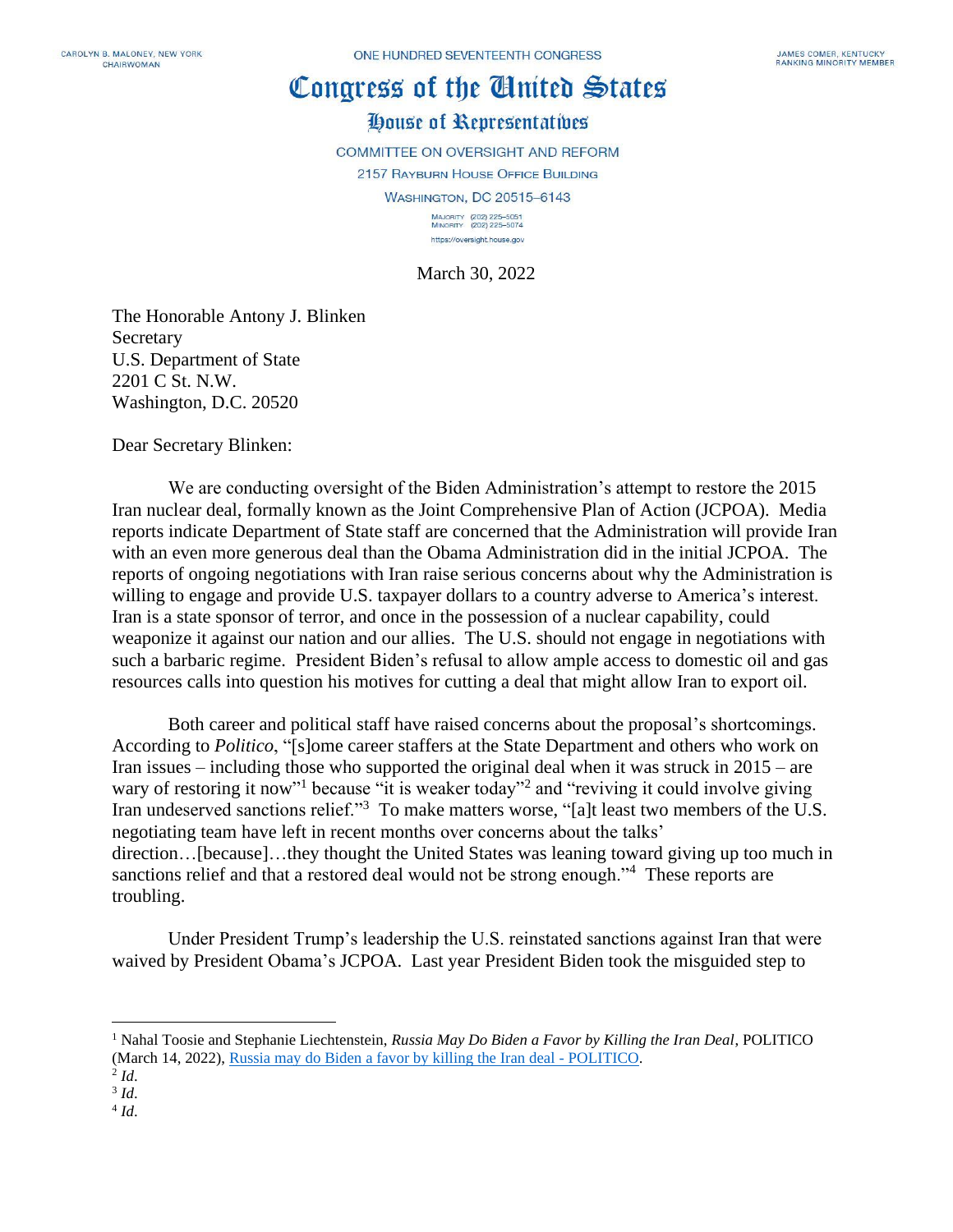CAROLYN B. MALONEY, NEW YORK
CHAIRWOMAN

ONE HUNDRED SEVENTEENTH CONGRESS

JAMES COMER, KENTUCKY
RANKING MINORITY MEMBER

# Congress of the United States

## House of Representatives

COMMITTEE ON OVERSIGHT AND REFORM

2157 RAYBURN HOUSE OFFICE BUILDING

WASHINGTON, DC 20515–6143

MAJORITY (202) 225–5051
MINORITY (202) 225–5074

https://oversight.house.gov

March 30, 2022

The Honorable Antony J. Blinken
Secretary
U.S. Department of State
2201 C St. N.W.
Washington, D.C. 20520

Dear Secretary Blinken:

We are conducting oversight of the Biden Administration's attempt to restore the 2015 Iran nuclear deal, formally known as the Joint Comprehensive Plan of Action (JCPOA). Media reports indicate Department of State staff are concerned that the Administration will provide Iran with an even more generous deal than the Obama Administration did in the initial JCPOA. The reports of ongoing negotiations with Iran raise serious concerns about why the Administration is willing to engage and provide U.S. taxpayer dollars to a country adverse to America's interest. Iran is a state sponsor of terror, and once in the possession of a nuclear capability, could weaponize it against our nation and our allies. The U.S. should not engage in negotiations with such a barbaric regime. President Biden's refusal to allow ample access to domestic oil and gas resources calls into question his motives for cutting a deal that might allow Iran to export oil.

Both career and political staff have raised concerns about the proposal's shortcomings. According to *Politico*, "[s]ome career staffers at the State Department and others who work on Iran issues – including those who supported the original deal when it was struck in 2015 – are wary of restoring it now"[1] because "it is weaker today"[2] and "reviving it could involve giving Iran undeserved sanctions relief."[3] To make matters worse, "[a]t least two members of the U.S. negotiating team have left in recent months over concerns about the talks' direction…[because]…they thought the United States was leaning toward giving up too much in sanctions relief and that a restored deal would not be strong enough."[4] These reports are troubling.

Under President Trump's leadership the U.S. reinstated sanctions against Iran that were waived by President Obama's JCPOA. Last year President Biden took the misguided step to

---

[1] Nahal Toosie and Stephanie Liechtenstein, *Russia May Do Biden a Favor by Killing the Iran Deal*, POLITICO (March 14, 2022), Russia may do Biden a favor by killing the Iran deal - POLITICO.

[2] *Id*.

[3] *Id*.

[4] *Id*.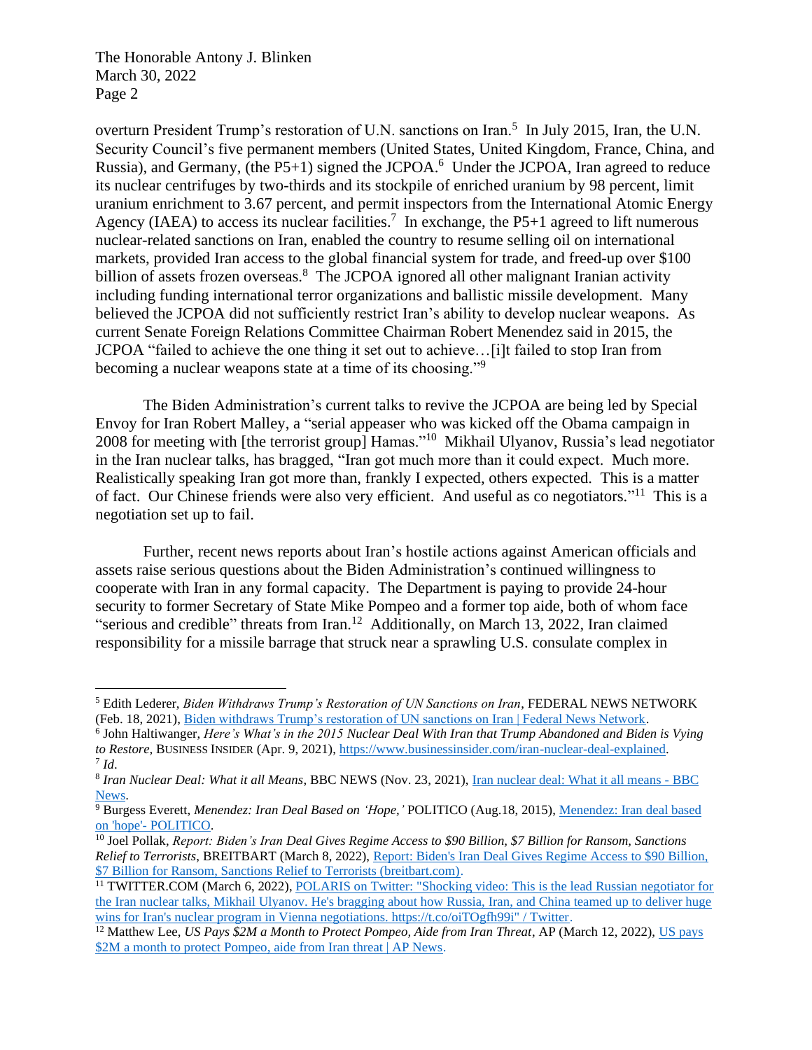overturn President Trump's restoration of U.N. sanctions on Iran.[5] In July 2015, Iran, the U.N. Security Council's five permanent members (United States, United Kingdom, France, China, and Russia), and Germany, (the P5+1) signed the JCPOA.[6] Under the JCPOA, Iran agreed to reduce its nuclear centrifuges by two-thirds and its stockpile of enriched uranium by 98 percent, limit uranium enrichment to 3.67 percent, and permit inspectors from the International Atomic Energy Agency (IAEA) to access its nuclear facilities.[7] In exchange, the P5+1 agreed to lift numerous nuclear-related sanctions on Iran, enabled the country to resume selling oil on international markets, provided Iran access to the global financial system for trade, and freed-up over $100 billion of assets frozen overseas.[8] The JCPOA ignored all other malignant Iranian activity including funding international terror organizations and ballistic missile development. Many believed the JCPOA did not sufficiently restrict Iran's ability to develop nuclear weapons. As current Senate Foreign Relations Committee Chairman Robert Menendez said in 2015, the JCPOA "failed to achieve the one thing it set out to achieve…[i]t failed to stop Iran from becoming a nuclear weapons state at a time of its choosing."[9]

The Biden Administration's current talks to revive the JCPOA are being led by Special Envoy for Iran Robert Malley, a "serial appeaser who was kicked off the Obama campaign in 2008 for meeting with [the terrorist group] Hamas."[10] Mikhail Ulyanov, Russia's lead negotiator in the Iran nuclear talks, has bragged, "Iran got much more than it could expect. Much more. Realistically speaking Iran got more than, frankly I expected, others expected. This is a matter of fact. Our Chinese friends were also very efficient. And useful as co negotiators."[11] This is a negotiation set up to fail.

Further, recent news reports about Iran's hostile actions against American officials and assets raise serious questions about the Biden Administration's continued willingness to cooperate with Iran in any formal capacity. The Department is paying to provide 24-hour security to former Secretary of State Mike Pompeo and a former top aide, both of whom face "serious and credible" threats from Iran.[12] Additionally, on March 13, 2022, Iran claimed responsibility for a missile barrage that struck near a sprawling U.S. consulate complex in

---

[5] Edith Lederer, *Biden Withdraws Trump's Restoration of UN Sanctions on Iran*, FEDERAL NEWS NETWORK (Feb. 18, 2021), Biden withdraws Trump's restoration of UN sanctions on Iran | Federal News Network.

[6] John Haltiwanger, *Here's What's in the 2015 Nuclear Deal With Iran that Trump Abandoned and Biden is Vying to Restore,* BUSINESS INSIDER (Apr. 9, 2021), https://www.businessinsider.com/iran-nuclear-deal-explained.

[7] *Id*.

[8] *Iran Nuclear Deal: What it all Means,* BBC NEWS (Nov. 23, 2021), Iran nuclear deal: What it all means - BBC News.

[9] Burgess Everett, *Menendez: Iran Deal Based on 'Hope,'* POLITICO (Aug.18, 2015), Menendez: Iran deal based on 'hope'- POLITICO.

[10] Joel Pollak, *Report: Biden's Iran Deal Gives Regime Access to $90 Billion, $7 Billion for Ransom, Sanctions Relief to Terrorists*, BREITBART (March 8, 2022), Report: Biden's Iran Deal Gives Regime Access to $90 Billion, $7 Billion for Ransom, Sanctions Relief to Terrorists (breitbart.com).

[11] TWITTER.COM (March 6, 2022), POLARIS on Twitter: "Shocking video: This is the lead Russian negotiator for the Iran nuclear talks, Mikhail Ulyanov. He's bragging about how Russia, Iran, and China teamed up to deliver huge wins for Iran's nuclear program in Vienna negotiations. https://t.co/oiTOgfh99i" / Twitter.

[12] Matthew Lee, *US Pays $2M a Month to Protect Pompeo, Aide from Iran Threat*, AP (March 12, 2022), US pays $2M a month to protect Pompeo, aide from Iran threat | AP News.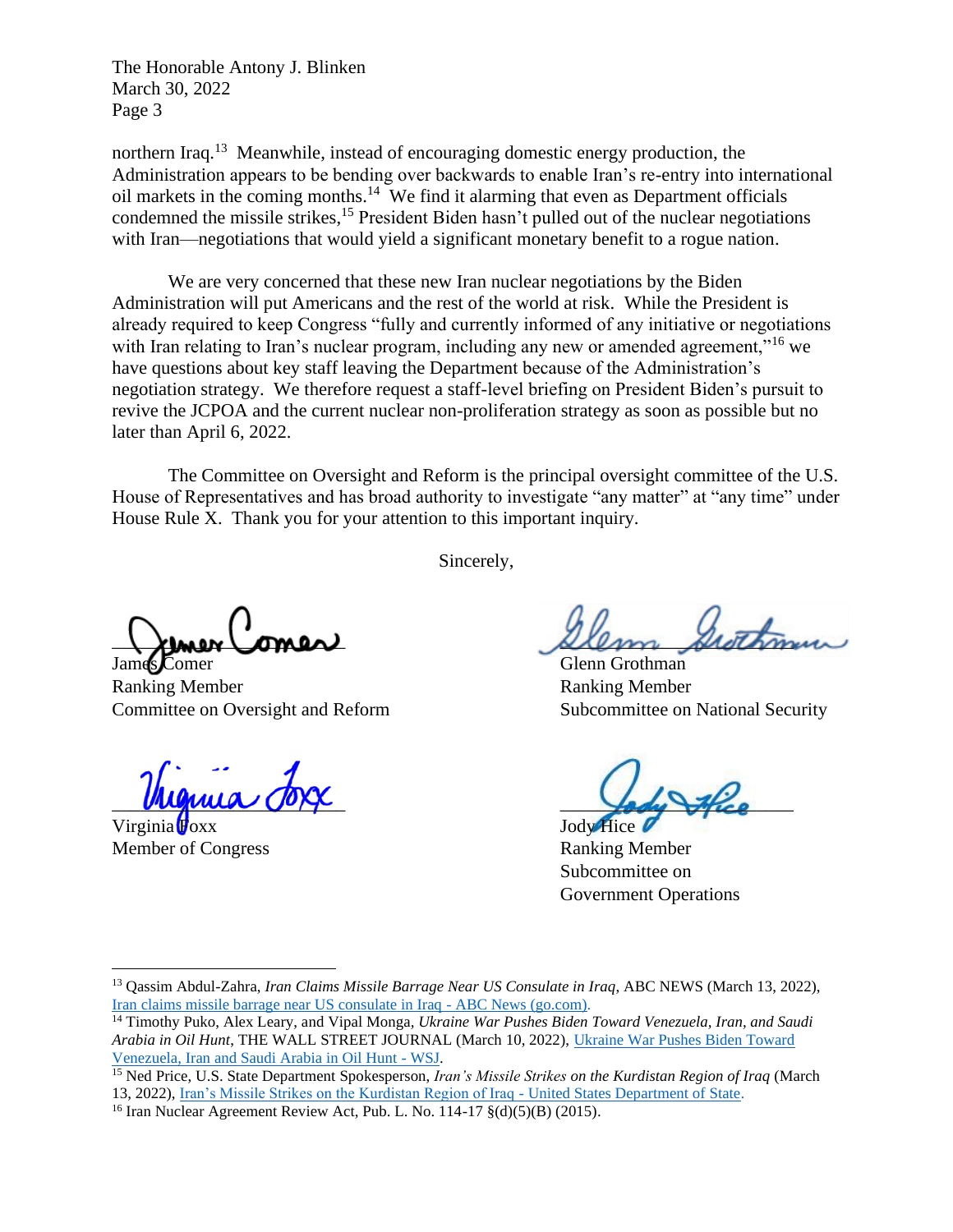northern Iraq.[13] Meanwhile, instead of encouraging domestic energy production, the Administration appears to be bending over backwards to enable Iran's re-entry into international oil markets in the coming months.[14] We find it alarming that even as Department officials condemned the missile strikes,[15] President Biden hasn't pulled out of the nuclear negotiations with Iran—negotiations that would yield a significant monetary benefit to a rogue nation.

We are very concerned that these new Iran nuclear negotiations by the Biden Administration will put Americans and the rest of the world at risk. While the President is already required to keep Congress "fully and currently informed of any initiative or negotiations with Iran relating to Iran's nuclear program, including any new or amended agreement,"[16] we have questions about key staff leaving the Department because of the Administration's negotiation strategy. We therefore request a staff-level briefing on President Biden's pursuit to revive the JCPOA and the current nuclear non-proliferation strategy as soon as possible but no later than April 6, 2022.

The Committee on Oversight and Reform is the principal oversight committee of the U.S. House of Representatives and has broad authority to investigate "any matter" at "any time" under House Rule X. Thank you for your attention to this important inquiry.

Sincerely,

James Comer
Ranking Member
Committee on Oversight and Reform

Glenn Grothman
Ranking Member
Subcommittee on National Security

Virginia Foxx
Member of Congress

Jody Hice
Ranking Member
Subcommittee on Government Operations

---

[13] Qassim Abdul-Zahra, *Iran Claims Missile Barrage Near US Consulate in Iraq*, ABC NEWS (March 13, 2022), [Iran claims missile barrage near US consulate in Iraq - ABC News (go.com)](Iran claims missile barrage near US consulate in Iraq - ABC News (go.com)).

[14] Timothy Puko, Alex Leary, and Vipal Monga, *Ukraine War Pushes Biden Toward Venezuela, Iran, and Saudi Arabia in Oil Hunt*, THE WALL STREET JOURNAL (March 10, 2022), Ukraine War Pushes Biden Toward Venezuela, Iran and Saudi Arabia in Oil Hunt - WSJ.

[15] Ned Price, U.S. State Department Spokesperson, *Iran's Missile Strikes on the Kurdistan Region of Iraq* (March 13, 2022), Iran's Missile Strikes on the Kurdistan Region of Iraq - United States Department of State.

[16] Iran Nuclear Agreement Review Act, Pub. L. No. 114-17 §(d)(5)(B) (2015).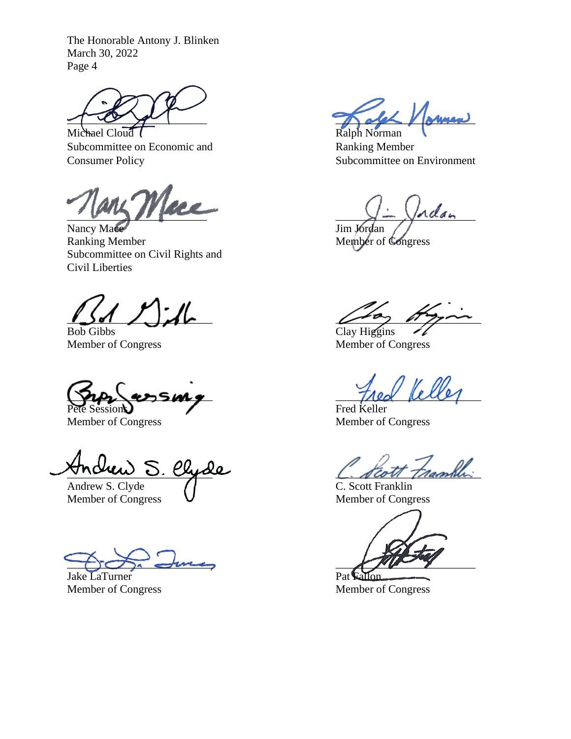The Honorable Antony J. Blinken
March 30, 2022

Michael Cloud
Subcommittee on Economic and Consumer Policy

Ralph Norman
Ranking Member
Subcommittee on Environment

Nancy Mace
Ranking Member
Subcommittee on Civil Rights and Civil Liberties

Jim Jordan
Member of Congress

Bob Gibbs
Member of Congress

Clay Higgins
Member of Congress

Pete Sessions
Member of Congress

Fred Keller
Member of Congress

Andrew S. Clyde
Member of Congress

C. Scott Franklin
Member of Congress

Jake LaTurner
Member of Congress

Pat Fallon
Member of Congress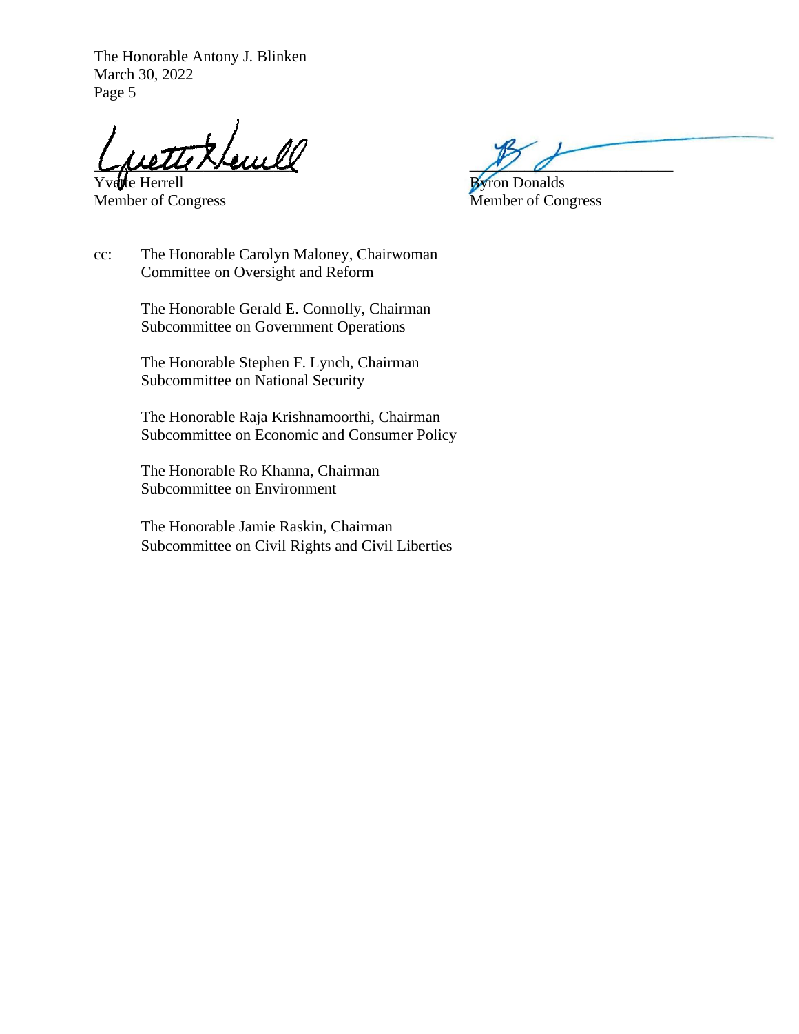Yvette Herrell
Member of Congress

Byron Donalds
Member of Congress

cc: The Honorable Carolyn Maloney, Chairwoman
Committee on Oversight and Reform

The Honorable Gerald E. Connolly, Chairman
Subcommittee on Government Operations

The Honorable Stephen F. Lynch, Chairman
Subcommittee on National Security

The Honorable Raja Krishnamoorthi, Chairman
Subcommittee on Economic and Consumer Policy

The Honorable Ro Khanna, Chairman
Subcommittee on Environment

The Honorable Jamie Raskin, Chairman
Subcommittee on Civil Rights and Civil Liberties